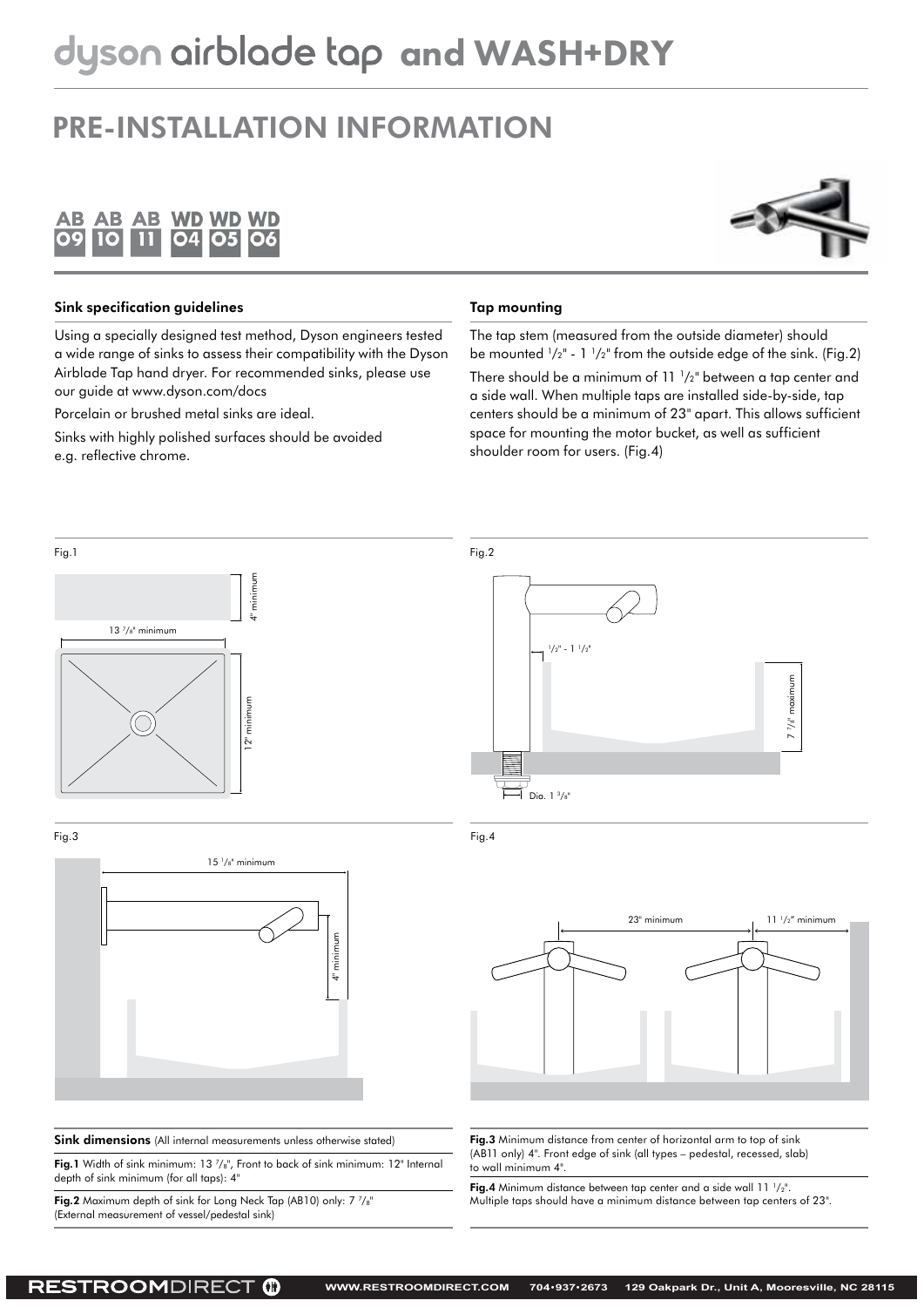# dyson airblade tap and WASH+DRY

## PRE-INSTALLATION INFORMATION

AB 09 AB 10 AB 11 WD 04 WD 05 WD 06

### Sink specification guidelines

Using a specially designed test method, Dyson engineers tested a wide range of sinks to assess their compatibility with the Dyson Airblade Tap hand dryer. For recommended sinks, please use our guide at www.dyson.com/docs

Porcelain or brushed metal sinks are ideal.

Sinks with highly polished surfaces should be avoided e.g. reflective chrome.

### Tap mounting

The tap stem (measured from the outside diameter) should be mounted 1/2" - 1 1/2" from the outside edge of the sink. (Fig.2)

There should be a minimum of 11 1/2" between a tap center and a side wall. When multiple taps are installed side-by-side, tap centers should be a minimum of 23" apart. This allows sufficient space for mounting the motor bucket, as well as sufficient shoulder room for users. (Fig.4)

Fig.1

4" minimum

13 7/8" minimum

12" minimum

Fig.2

1/2" - 1 1/2"

7 7/8" maximum

Dia. 1 3/8"

Fig.3

15 1/8" minimum

4" minimum

Fig.4

23" minimum

11 1/2" minimum

**Sink dimensions** (All internal measurements unless otherwise stated)

**Fig.1** Width of sink minimum: 13 7/8", Front to back of sink minimum: 12" Internal depth of sink minimum (for all taps): 4"

**Fig.2** Maximum depth of sink for Long Neck Tap (AB10) only: 7 7/8" (External measurement of vessel/pedestal sink)

**Fig.3** Minimum distance from center of horizontal arm to top of sink (AB11 only) 4". Front edge of sink (all types – pedestal, recessed, slab) to wall minimum 4".

**Fig.4** Minimum distance between tap center and a side wall 11 1/2". Multiple taps should have a minimum distance between tap centers of 23".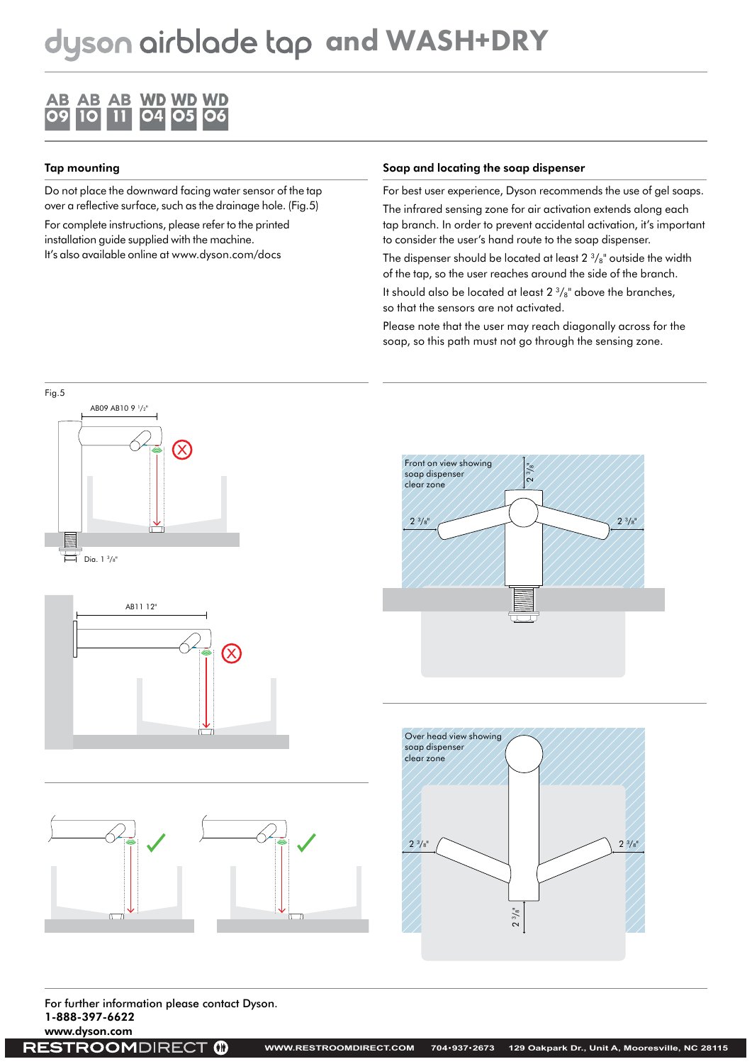# dyson airblade tap and WASH+DRY

AB 09 AB 10 AB 11 WD 04 WD 05 WD 06

## Tap mounting

Do not place the downward facing water sensor of the tap over a reflective surface, such as the drainage hole. (Fig.5)

For complete instructions, please refer to the printed installation guide supplied with the machine.
It's also available online at www.dyson.com/docs

## Soap and locating the soap dispenser

For best user experience, Dyson recommends the use of gel soaps.

The infrared sensing zone for air activation extends along each tap branch. In order to prevent accidental activation, it's important to consider the user's hand route to the soap dispenser.

The dispenser should be located at least 2 3/8" outside the width of the tap, so the user reaches around the side of the branch.

It should also be located at least 2 3/8" above the branches, so that the sensors are not activated.

Please note that the user may reach diagonally across for the soap, so this path must not go through the sensing zone.

Fig.5

AB09 AB10 9 1/2"

Dia. 1 3/8"

AB11 12"

Front on view showing soap dispenser clear zone

2 3/8"

Over head view showing soap dispenser clear zone

2 3/8"

For further information please contact Dyson.
**1-888-397-6622**
**www.dyson.com**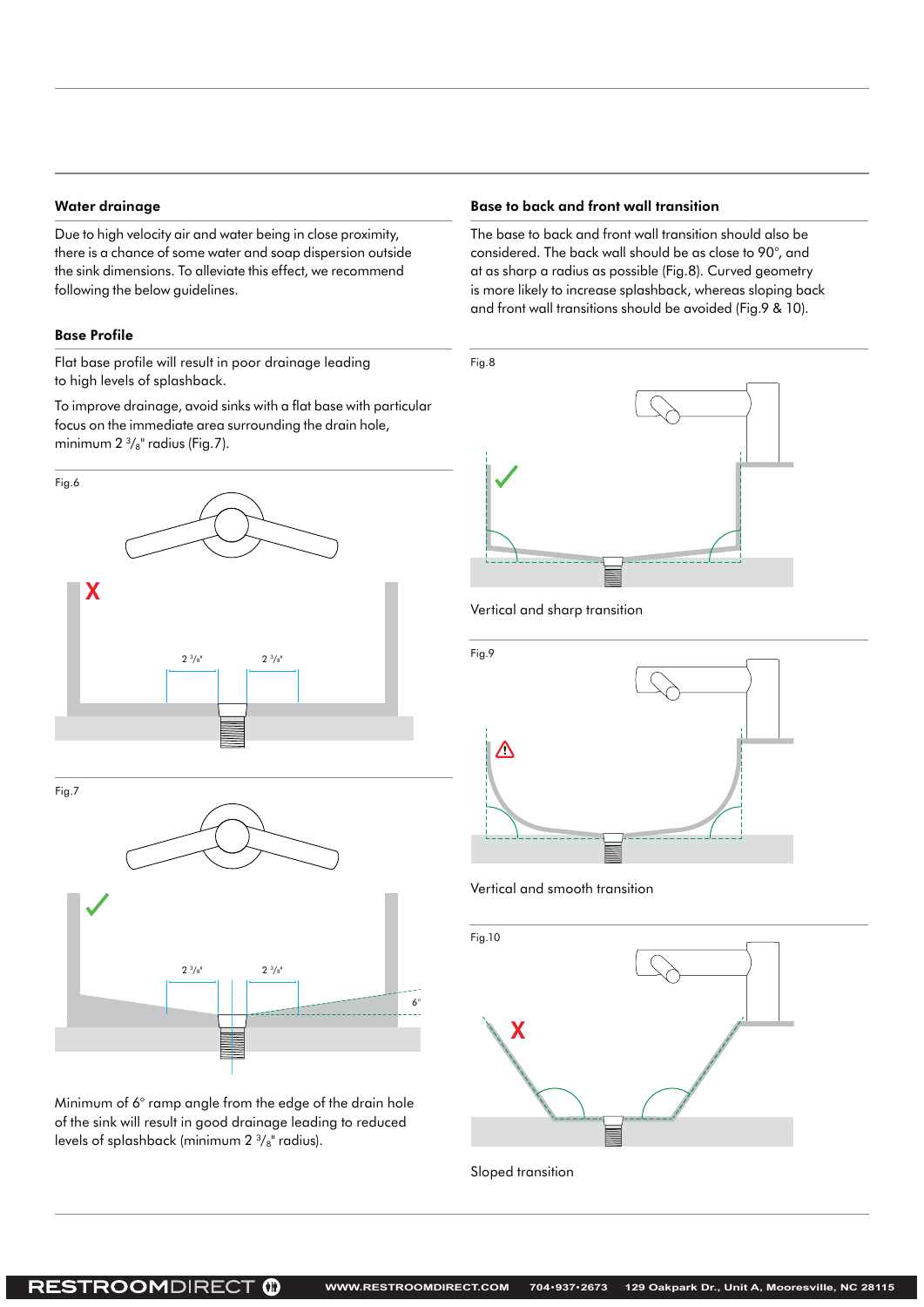## Water drainage

Due to high velocity air and water being in close proximity, there is a chance of some water and soap dispersion outside the sink dimensions. To alleviate this effect, we recommend following the below guidelines.

### Base Profile

Flat base profile will result in poor drainage leading to high levels of splashback.

To improve drainage, avoid sinks with a flat base with particular focus on the immediate area surrounding the drain hole, minimum 2 3/8" radius (Fig.7).

Fig.6

Fig.7

Minimum of 6° ramp angle from the edge of the drain hole of the sink will result in good drainage leading to reduced levels of splashback (minimum 2 3/8" radius).

## Base to back and front wall transition

The base to back and front wall transition should also be considered. The back wall should be as close to 90°, and at as sharp a radius as possible (Fig.8). Curved geometry is more likely to increase splashback, whereas sloping back and front wall transitions should be avoided (Fig.9 & 10).

Fig.8

Vertical and sharp transition

Fig.9

Vertical and smooth transition

Fig.10

Sloped transition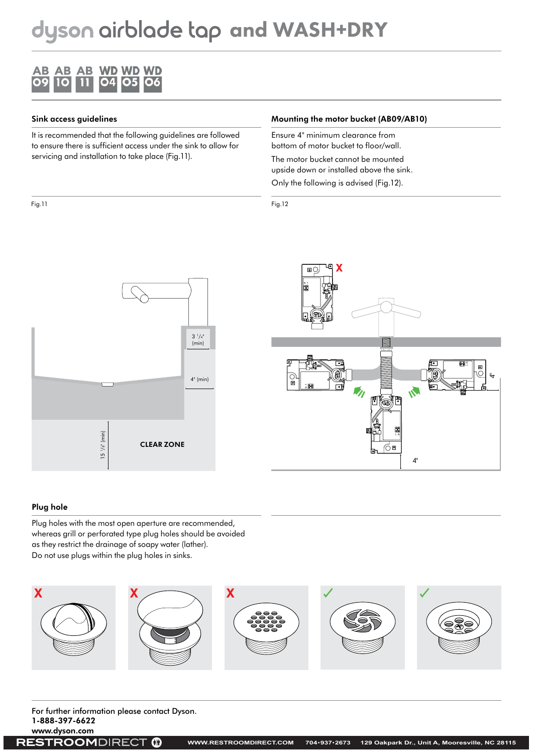# dyson airblade tap and WASH+DRY

AB 09 AB 10 AB 11 WD 04 WD 05 WD 06

## Sink access guidelines

It is recommended that the following guidelines are followed to ensure there is sufficient access under the sink to allow for servicing and installation to take place (Fig.11).

Fig.11

3 1/4" (min)

4" (min)

15 1/4" (min)

CLEAR ZONE

## Mounting the motor bucket (AB09/AB10)

Ensure 4" minimum clearance from bottom of motor bucket to floor/wall.

The motor bucket cannot be mounted upside down or installed above the sink.

Only the following is advised (Fig.12).

Fig.12

4"

4"

## Plug hole

Plug holes with the most open aperture are recommended, whereas grill or perforated type plug holes should be avoided as they restrict the drainage of soapy water (lather).
Do not use plugs within the plug holes in sinks.

For further information please contact Dyson.
**1-888-397-6622**
**www.dyson.com**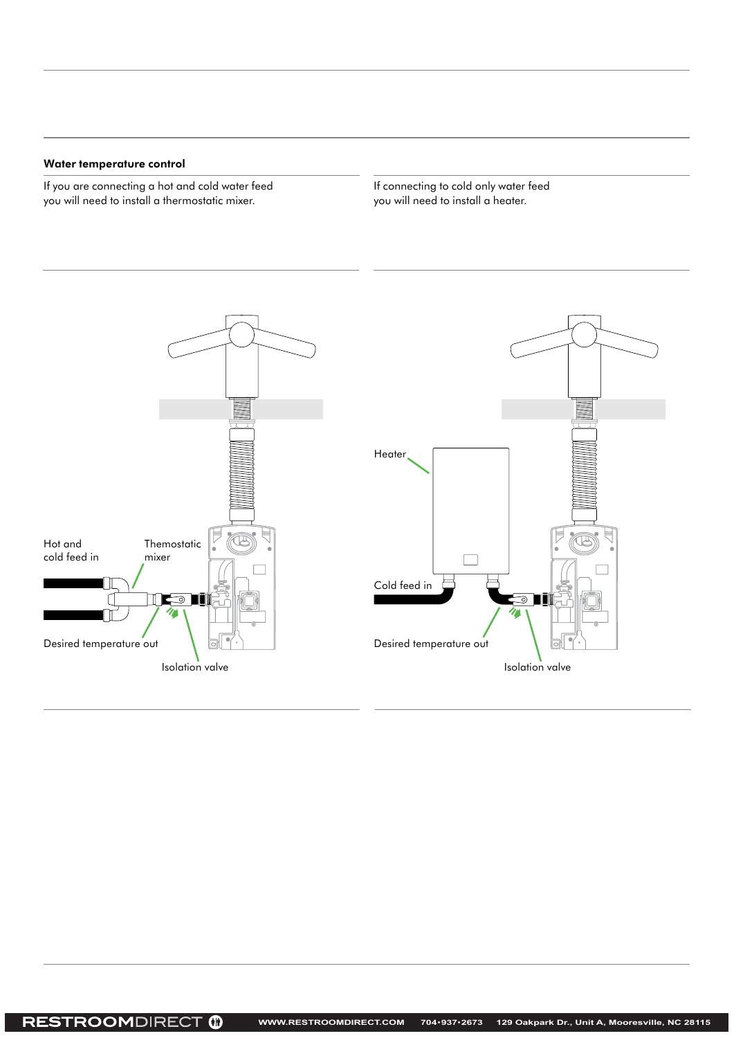### Water temperature control

If you are connecting a hot and cold water feed you will need to install a thermostatic mixer.

If connecting to cold only water feed you will need to install a heater.

Hot and cold feed in

Themostatic mixer

Desired temperature out

Isolation valve

Heater

Cold feed in

Desired temperature out

Isolation valve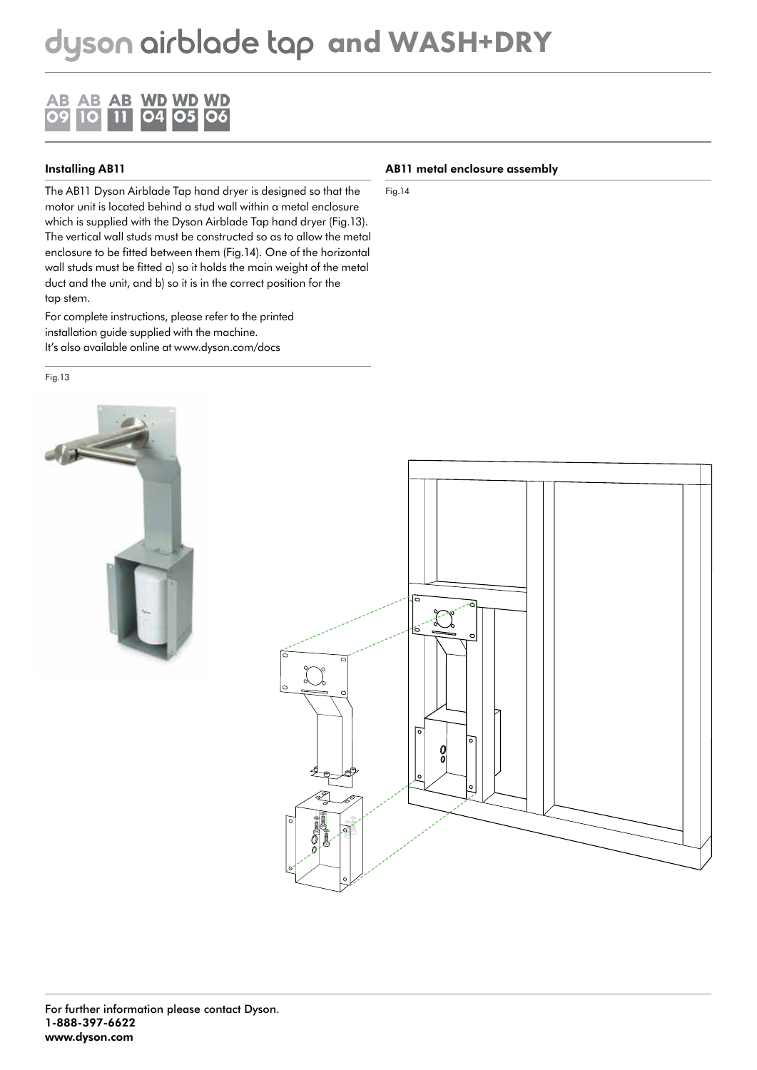# dyson airblade tap and WASH+DRY

AB 09 AB 10 AB 11 WD 04 WD 05 WD 06

## Installing AB11

The AB11 Dyson Airblade Tap hand dryer is designed so that the motor unit is located behind a stud wall within a metal enclosure which is supplied with the Dyson Airblade Tap hand dryer (Fig.13). The vertical wall studs must be constructed so as to allow the metal enclosure to be fitted between them (Fig.14). One of the horizontal wall studs must be fitted a) so it holds the main weight of the metal duct and the unit, and b) so it is in the correct position for the tap stem.

For complete instructions, please refer to the printed installation guide supplied with the machine.
It's also available online at www.dyson.com/docs

Fig.13

## AB11 metal enclosure assembly

Fig.14

For further information please contact Dyson.
**1-888-397-6622**
**www.dyson.com**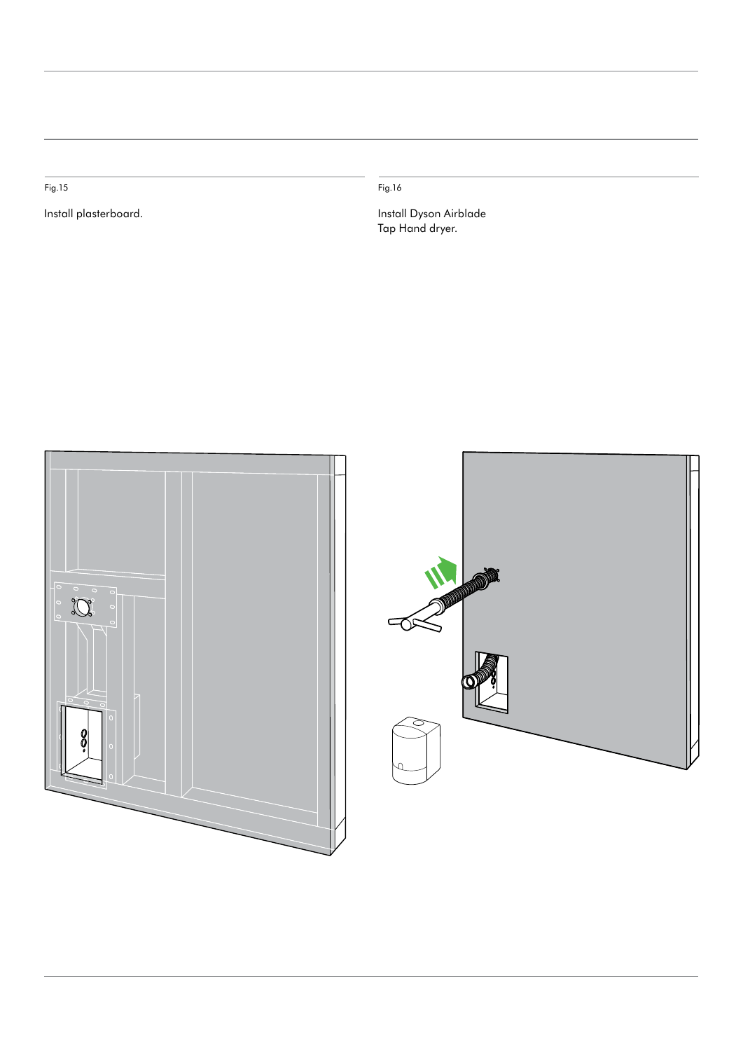Fig.15

Install plasterboard.

Fig.16

Install Dyson Airblade Tap Hand dryer.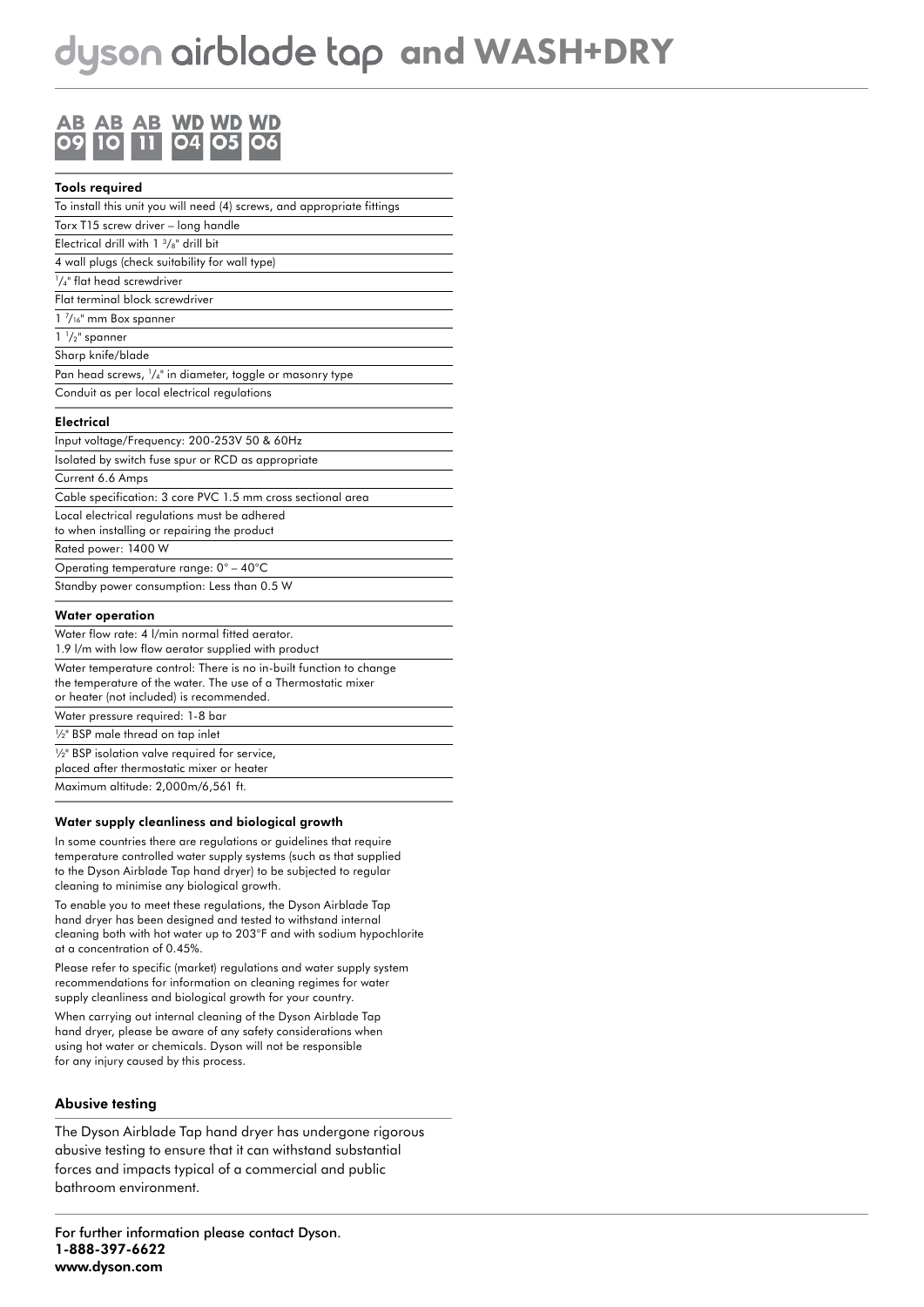# dyson airblade tap and WASH+DRY

AB 09 AB 10 AB 11 WD 04 WD 05 WD 06

| Tools required |
|---|
| To install this unit you will need (4) screws, and appropriate fittings |
| Torx T15 screw driver – long handle |
| Electrical drill with 1 3/8" drill bit |
| 4 wall plugs (check suitability for wall type) |
| 1/4" flat head screwdriver |
| Flat terminal block screwdriver |
| 1 7/16" mm Box spanner |
| 1 1/2" spanner |
| Sharp knife/blade |
| Pan head screws, 1/4" in diameter, toggle or masonry type |
| Conduit as per local electrical regulations |

| Electrical |
|---|
| Input voltage/Frequency: 200-253V 50 & 60Hz |
| Isolated by switch fuse spur or RCD as appropriate |
| Current 6.6 Amps |
| Cable specification: 3 core PVC 1.5 mm cross sectional area |
| Local electrical regulations must be adhered to when installing or repairing the product |
| Rated power: 1400 W |
| Operating temperature range: 0° – 40°C |
| Standby power consumption: Less than 0.5 W |

| Water operation |
|---|
| Water flow rate: 4 l/min normal fitted aerator. 1.9 l/m with low flow aerator supplied with product |
| Water temperature control: There is no in-built function to change the temperature of the water. The use of a Thermostatic mixer or heater (not included) is recommended. |
| Water pressure required: 1-8 bar |
| ½" BSP male thread on tap inlet |
| ½" BSP isolation valve required for service, placed after thermostatic mixer or heater |
| Maximum altitude: 2,000m/6,561 ft. |

### Water supply cleanliness and biological growth

In some countries there are regulations or guidelines that require temperature controlled water supply systems (such as that supplied to the Dyson Airblade Tap hand dryer) to be subjected to regular cleaning to minimise any biological growth.

To enable you to meet these regulations, the Dyson Airblade Tap hand dryer has been designed and tested to withstand internal cleaning both with hot water up to 203°F and with sodium hypochlorite at a concentration of 0.45%.

Please refer to specific (market) regulations and water supply system recommendations for information on cleaning regimes for water supply cleanliness and biological growth for your country.

When carrying out internal cleaning of the Dyson Airblade Tap hand dryer, please be aware of any safety considerations when using hot water or chemicals. Dyson will not be responsible for any injury caused by this process.

### Abusive testing

The Dyson Airblade Tap hand dryer has undergone rigorous abusive testing to ensure that it can withstand substantial forces and impacts typical of a commercial and public bathroom environment.

For further information please contact Dyson.
**1-888-397-6622**
**www.dyson.com**